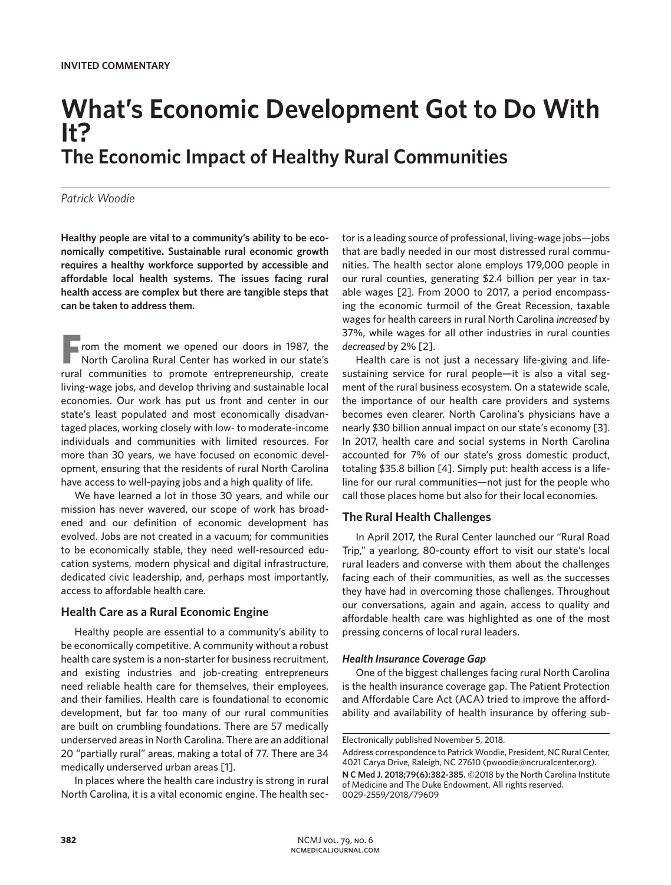**INVITED COMMENTARY**

# What's Economic Development Got to Do With It?

## The Economic Impact of Healthy Rural Communities

*Patrick Woodie*

**Healthy people are vital to a community's ability to be economically competitive. Sustainable rural economic growth requires a healthy workforce supported by accessible and affordable local health systems. The issues facing rural health access are complex but there are tangible steps that can be taken to address them.**

From the moment we opened our doors in 1987, the North Carolina Rural Center has worked in our state's rural communities to promote entrepreneurship, create living-wage jobs, and develop thriving and sustainable local economies. Our work has put us front and center in our state's least populated and most economically disadvantaged places, working closely with low- to moderate-income individuals and communities with limited resources. For more than 30 years, we have focused on economic development, ensuring that the residents of rural North Carolina have access to well-paying jobs and a high quality of life.

We have learned a lot in those 30 years, and while our mission has never wavered, our scope of work has broadened and our definition of economic development has evolved. Jobs are not created in a vacuum; for communities to be economically stable, they need well-resourced education systems, modern physical and digital infrastructure, dedicated civic leadership, and, perhaps most importantly, access to affordable health care.

### Health Care as a Rural Economic Engine

Healthy people are essential to a community's ability to be economically competitive. A community without a robust health care system is a non-starter for business recruitment, and existing industries and job-creating entrepreneurs need reliable health care for themselves, their employees, and their families. Health care is foundational to economic development, but far too many of our rural communities are built on crumbling foundations. There are 57 medically underserved areas in North Carolina. There are an additional 20 "partially rural" areas, making a total of 77. There are 34 medically underserved urban areas [1].

In places where the health care industry is strong in rural North Carolina, it is a vital economic engine. The health sector is a leading source of professional, living-wage jobs—jobs that are badly needed in our most distressed rural communities. The health sector alone employs 179,000 people in our rural counties, generating $2.4 billion per year in taxable wages [2]. From 2000 to 2017, a period encompassing the economic turmoil of the Great Recession, taxable wages for health careers in rural North Carolina *increased* by 37%, while wages for all other industries in rural counties *decreased* by 2% [2].

Health care is not just a necessary life-giving and life-sustaining service for rural people—it is also a vital segment of the rural business ecosystem. On a statewide scale, the importance of our health care providers and systems becomes even clearer. North Carolina's physicians have a nearly $30 billion annual impact on our state's economy [3]. In 2017, health care and social systems in North Carolina accounted for 7% of our state's gross domestic product, totaling $35.8 billion [4]. Simply put: health access is a lifeline for our rural communities—not just for the people who call those places home but also for their local economies.

### The Rural Health Challenges

In April 2017, the Rural Center launched our "Rural Road Trip," a yearlong, 80-county effort to visit our state's local rural leaders and converse with them about the challenges facing each of their communities, as well as the successes they have had in overcoming those challenges. Throughout our conversations, again and again, access to quality and affordable health care was highlighted as one of the most pressing concerns of local rural leaders.

#### *Health Insurance Coverage Gap*

One of the biggest challenges facing rural North Carolina is the health insurance coverage gap. The Patient Protection and Affordable Care Act (ACA) tried to improve the affordability and availability of health insurance by offering sub-

---

Electronically published November 5, 2018.

Address correspondence to Patrick Woodie, President, NC Rural Center, 4021 Carya Drive, Raleigh, NC 27610 (pwoodie@ncruralcenter.org).

**N C Med J. 2018;79(6):382-385.** ©2018 by the North Carolina Institute of Medicine and The Duke Endowment. All rights reserved. 0029-2559/2018/79609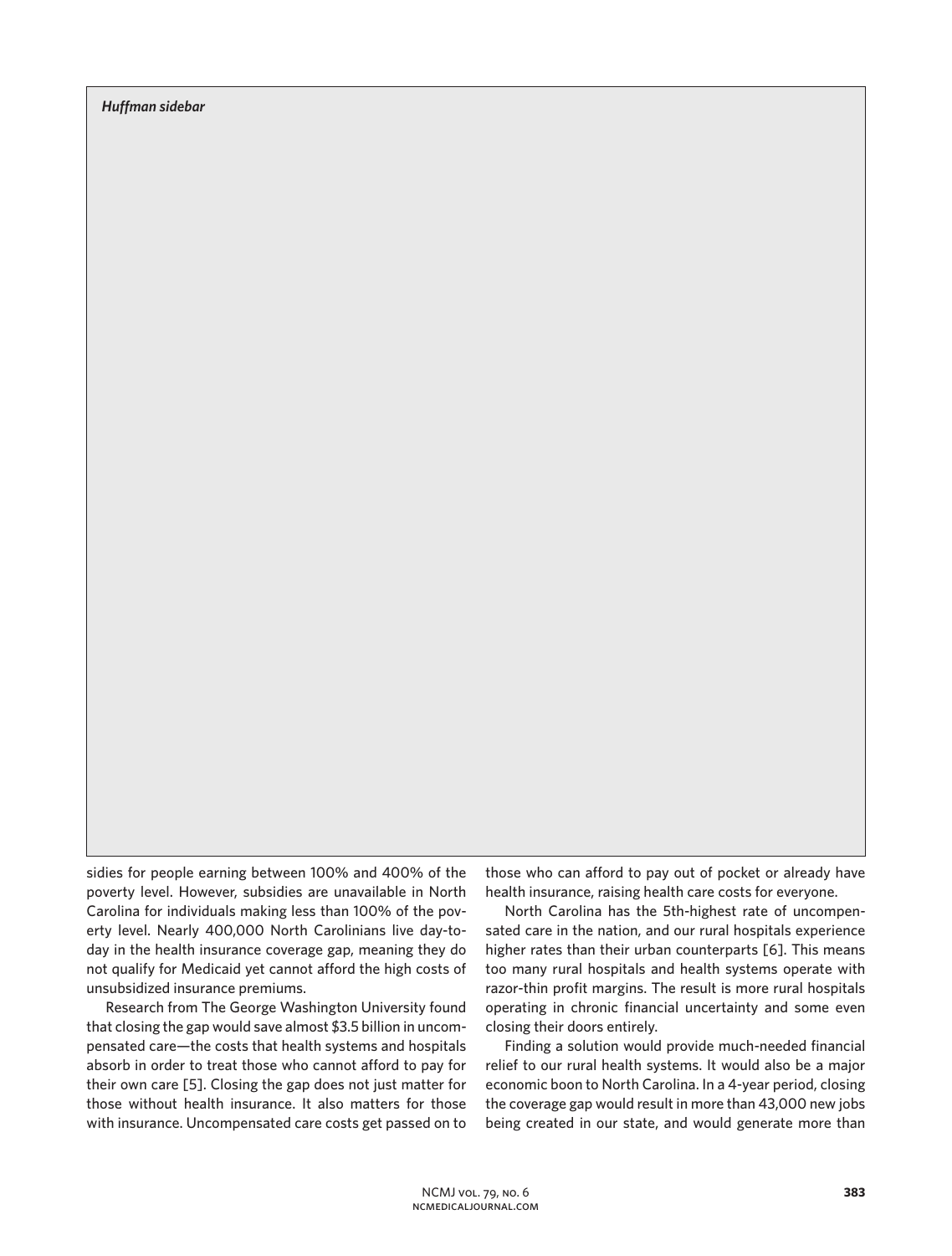*Huffman sidebar*

sidies for people earning between 100% and 400% of the poverty level. However, subsidies are unavailable in North Carolina for individuals making less than 100% of the poverty level. Nearly 400,000 North Carolinians live day-to-day in the health insurance coverage gap, meaning they do not qualify for Medicaid yet cannot afford the high costs of unsubsidized insurance premiums.

Research from The George Washington University found that closing the gap would save almost $3.5 billion in uncompensated care—the costs that health systems and hospitals absorb in order to treat those who cannot afford to pay for their own care [5]. Closing the gap does not just matter for those without health insurance. It also matters for those with insurance. Uncompensated care costs get passed on to those who can afford to pay out of pocket or already have health insurance, raising health care costs for everyone.

North Carolina has the 5th-highest rate of uncompensated care in the nation, and our rural hospitals experience higher rates than their urban counterparts [6]. This means too many rural hospitals and health systems operate with razor-thin profit margins. The result is more rural hospitals operating in chronic financial uncertainty and some even closing their doors entirely.

Finding a solution would provide much-needed financial relief to our rural health systems. It would also be a major economic boon to North Carolina. In a 4-year period, closing the coverage gap would result in more than 43,000 new jobs being created in our state, and would generate more than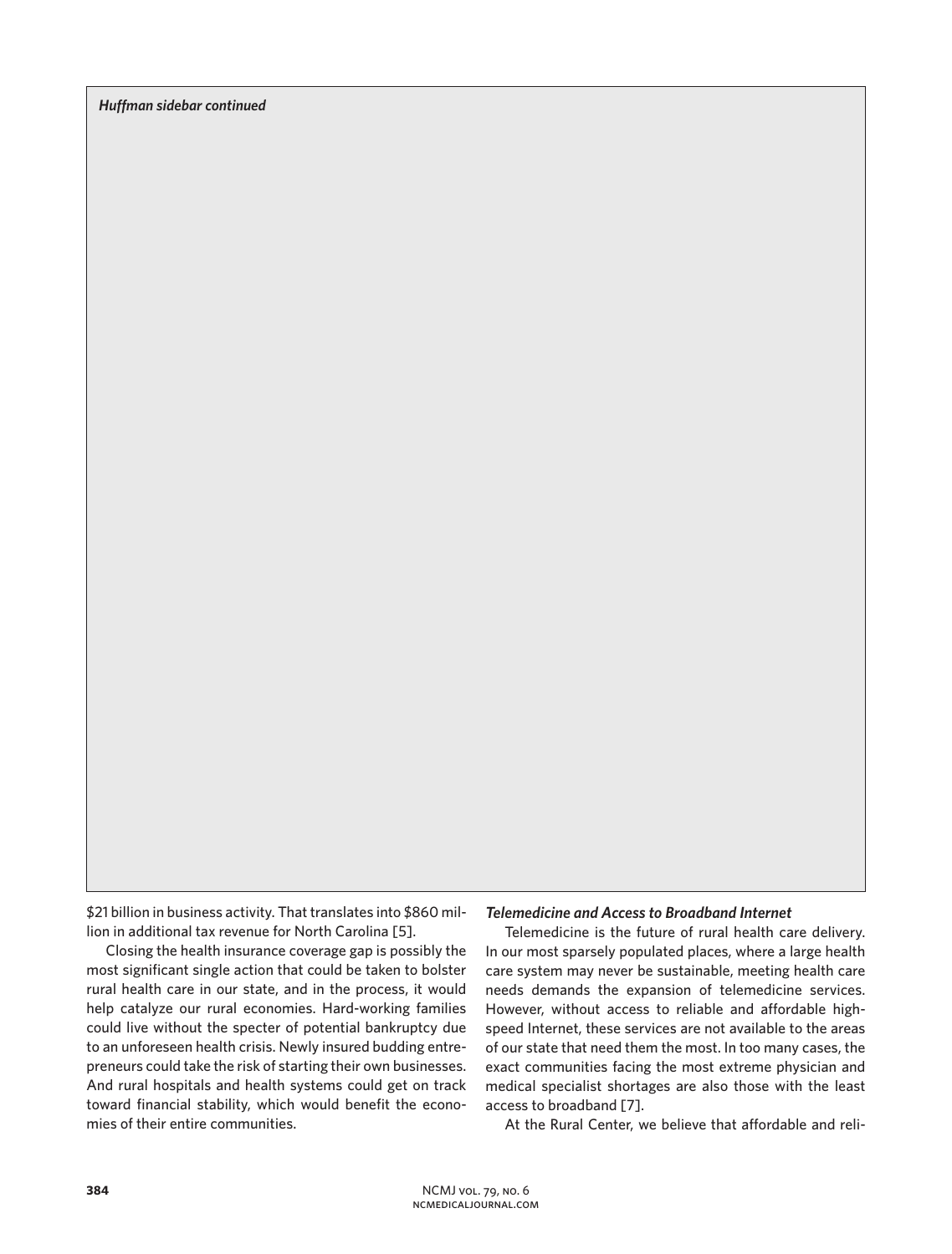*Huffman sidebar continued*

$21 billion in business activity. That translates into $860 million in additional tax revenue for North Carolina [5].

Closing the health insurance coverage gap is possibly the most significant single action that could be taken to bolster rural health care in our state, and in the process, it would help catalyze our rural economies. Hard-working families could live without the specter of potential bankruptcy due to an unforeseen health crisis. Newly insured budding entrepreneurs could take the risk of starting their own businesses. And rural hospitals and health systems could get on track toward financial stability, which would benefit the economies of their entire communities.

### *Telemedicine and Access to Broadband Internet*

Telemedicine is the future of rural health care delivery. In our most sparsely populated places, where a large health care system may never be sustainable, meeting health care needs demands the expansion of telemedicine services. However, without access to reliable and affordable high-speed Internet, these services are not available to the areas of our state that need them the most. In too many cases, the exact communities facing the most extreme physician and medical specialist shortages are also those with the least access to broadband [7].

At the Rural Center, we believe that affordable and reli-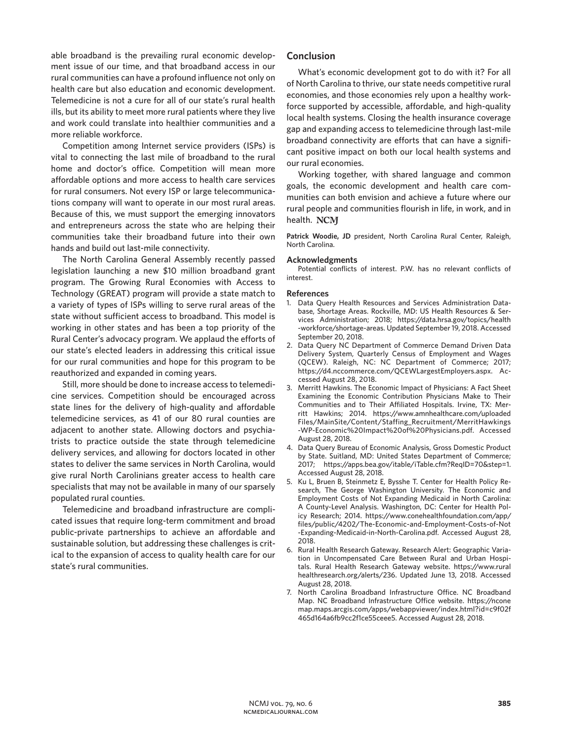able broadband is the prevailing rural economic development issue of our time, and that broadband access in our rural communities can have a profound influence not only on health care but also education and economic development. Telemedicine is not a cure for all of our state's rural health ills, but its ability to meet more rural patients where they live and work could translate into healthier communities and a more reliable workforce.

Competition among Internet service providers (ISPs) is vital to connecting the last mile of broadband to the rural home and doctor's office. Competition will mean more affordable options and more access to health care services for rural consumers. Not every ISP or large telecommunications company will want to operate in our most rural areas. Because of this, we must support the emerging innovators and entrepreneurs across the state who are helping their communities take their broadband future into their own hands and build out last-mile connectivity.

The North Carolina General Assembly recently passed legislation launching a new $10 million broadband grant program. The Growing Rural Economies with Access to Technology (GREAT) program will provide a state match to a variety of types of ISPs willing to serve rural areas of the state without sufficient access to broadband. This model is working in other states and has been a top priority of the Rural Center's advocacy program. We applaud the efforts of our state's elected leaders in addressing this critical issue for our rural communities and hope for this program to be reauthorized and expanded in coming years.

Still, more should be done to increase access to telemedicine services. Competition should be encouraged across state lines for the delivery of high-quality and affordable telemedicine services, as 41 of our 80 rural counties are adjacent to another state. Allowing doctors and psychiatrists to practice outside the state through telemedicine delivery services, and allowing for doctors located in other states to deliver the same services in North Carolina, would give rural North Carolinians greater access to health care specialists that may not be available in many of our sparsely populated rural counties.

Telemedicine and broadband infrastructure are complicated issues that require long-term commitment and broad public-private partnerships to achieve an affordable and sustainable solution, but addressing these challenges is critical to the expansion of access to quality health care for our state's rural communities.

## Conclusion

What's economic development got to do with it? For all of North Carolina to thrive, our state needs competitive rural economies, and those economies rely upon a healthy workforce supported by accessible, affordable, and high-quality local health systems. Closing the health insurance coverage gap and expanding access to telemedicine through last-mile broadband connectivity are efforts that can have a significant positive impact on both our local health systems and our rural economies.

Working together, with shared language and common goals, the economic development and health care communities can both envision and achieve a future where our rural people and communities flourish in life, in work, and in health. NCMJ

**Patrick Woodie, JD** president, North Carolina Rural Center, Raleigh, North Carolina.

### Acknowledgments

Potential conflicts of interest. P.W. has no relevant conflicts of interest.

### References

1. Data Query Health Resources and Services Administration Database, Shortage Areas. Rockville, MD: US Health Resources & Services Administration; 2018; https://data.hrsa.gov/topics/health-workforce/shortage-areas. Updated September 19, 2018. Accessed September 20, 2018.
2. Data Query NC Department of Commerce Demand Driven Data Delivery System, Quarterly Census of Employment and Wages (QCEW). Raleigh, NC: NC Department of Commerce; 2017; https://d4.nccommerce.com/QCEWLargestEmployers.aspx. Accessed August 28, 2018.
3. Merritt Hawkins. The Economic Impact of Physicians: A Fact Sheet Examining the Economic Contribution Physicians Make to Their Communities and to Their Affiliated Hospitals. Irvine, TX: Merritt Hawkins; 2014. https://www.amnhealthcare.com/uploadedFiles/MainSite/Content/Staffing_Recruitment/MerrittHawkings-WP-Economic%20Impact%20of%20Physicians.pdf. Accessed August 28, 2018.
4. Data Query Bureau of Economic Analysis, Gross Domestic Product by State. Suitland, MD: United States Department of Commerce; 2017; https://apps.bea.gov/itable/iTable.cfm?ReqID=70&step=1. Accessed August 28, 2018.
5. Ku L, Bruen B, Steinmetz E, Bysshe T. Center for Health Policy Research, The George Washington University. The Economic and Employment Costs of Not Expanding Medicaid in North Carolina: A County-Level Analysis. Washington, DC: Center for Health Policy Research; 2014. https://www.conehealthfoundation.com/app/files/public/4202/The-Economic-and-Employment-Costs-of-Not-Expanding-Medicaid-in-North-Carolina.pdf. Accessed August 28, 2018.
6. Rural Health Research Gateway. Research Alert: Geographic Variation in Uncompensated Care Between Rural and Urban Hospitals. Rural Health Research Gateway website. https://www.ruralhealthresearch.org/alerts/236. Updated June 13, 2018. Accessed August 28, 2018.
7. North Carolina Broadband Infrastructure Office. NC Broadband Map. NC Broadband Infrastructure Office website. https://nconemap.maps.arcgis.com/apps/webappviewer/index.html?id=c9f02f465d164a6fb9cc2f1ce55ceee5. Accessed August 28, 2018.